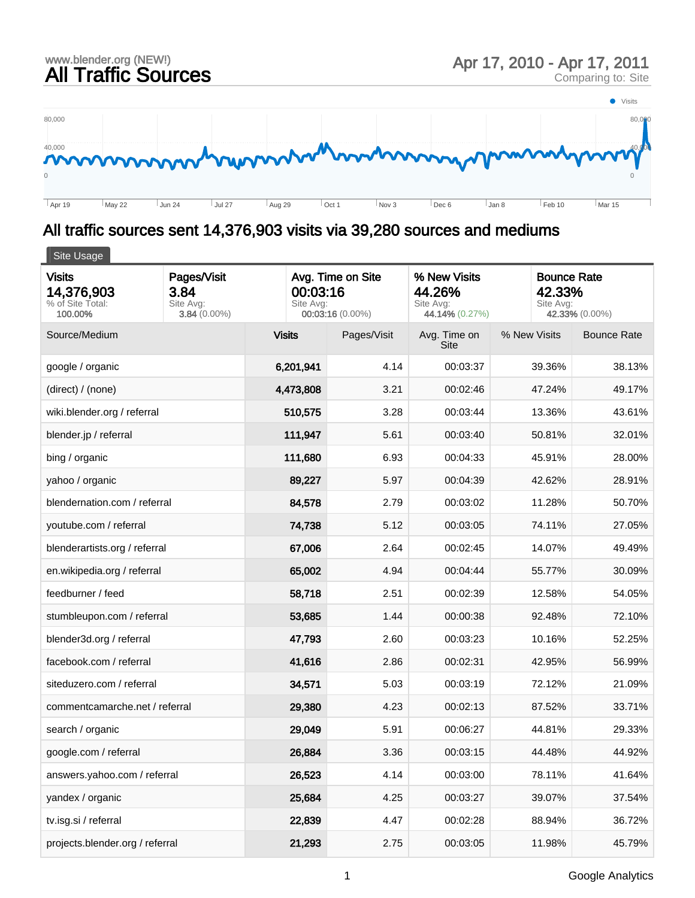www.blender.org (NEW!)

# All Traffic Sources

Apr 17, 2010 - Apr 17, 2011
Comparing to: Site

## All traffic sources sent 14,376,903 visits via 39,280 sources and mediums

Site Usage

| Visits | Pages/Visit | Avg. Time on Site | % New Visits | Bounce Rate |
|---|---|---|---|---|
| **14,376,903** | **3.84** | **00:03:16** | **44.26%** | **42.33%** |
| % of Site Total: 100.00% | Site Avg: 3.84 (0.00%) | Site Avg: 00:03:16 (0.00%) | Site Avg: 44.14% (0.27%) | Site Avg: 42.33% (0.00%) |

| Source/Medium | Visits | Pages/Visit | Avg. Time on Site | % New Visits | Bounce Rate |
|---|---|---|---|---|---|
| google / organic | 6,201,941 | 4.14 | 00:03:37 | 39.36% | 38.13% |
| (direct) / (none) | 4,473,808 | 3.21 | 00:02:46 | 47.24% | 49.17% |
| wiki.blender.org / referral | 510,575 | 3.28 | 00:03:44 | 13.36% | 43.61% |
| blender.jp / referral | 111,947 | 5.61 | 00:03:40 | 50.81% | 32.01% |
| bing / organic | 111,680 | 6.93 | 00:04:33 | 45.91% | 28.00% |
| yahoo / organic | 89,227 | 5.97 | 00:04:39 | 42.62% | 28.91% |
| blendernation.com / referral | 84,578 | 2.79 | 00:03:02 | 11.28% | 50.70% |
| youtube.com / referral | 74,738 | 5.12 | 00:03:05 | 74.11% | 27.05% |
| blenderartists.org / referral | 67,006 | 2.64 | 00:02:45 | 14.07% | 49.49% |
| en.wikipedia.org / referral | 65,002 | 4.94 | 00:04:44 | 55.77% | 30.09% |
| feedburner / feed | 58,718 | 2.51 | 00:02:39 | 12.58% | 54.05% |
| stumbleupon.com / referral | 53,685 | 1.44 | 00:00:38 | 92.48% | 72.10% |
| blender3d.org / referral | 47,793 | 2.60 | 00:03:23 | 10.16% | 52.25% |
| facebook.com / referral | 41,616 | 2.86 | 00:02:31 | 42.95% | 56.99% |
| siteduzero.com / referral | 34,571 | 5.03 | 00:03:19 | 72.12% | 21.09% |
| commentcamarche.net / referral | 29,380 | 4.23 | 00:02:13 | 87.52% | 33.71% |
| search / organic | 29,049 | 5.91 | 00:06:27 | 44.81% | 29.33% |
| google.com / referral | 26,884 | 3.36 | 00:03:15 | 44.48% | 44.92% |
| answers.yahoo.com / referral | 26,523 | 4.14 | 00:03:00 | 78.11% | 41.64% |
| yandex / organic | 25,684 | 4.25 | 00:03:27 | 39.07% | 37.54% |
| tv.isg.si / referral | 22,839 | 4.47 | 00:02:28 | 88.94% | 36.72% |
| projects.blender.org / referral | 21,293 | 2.75 | 00:03:05 | 11.98% | 45.79% |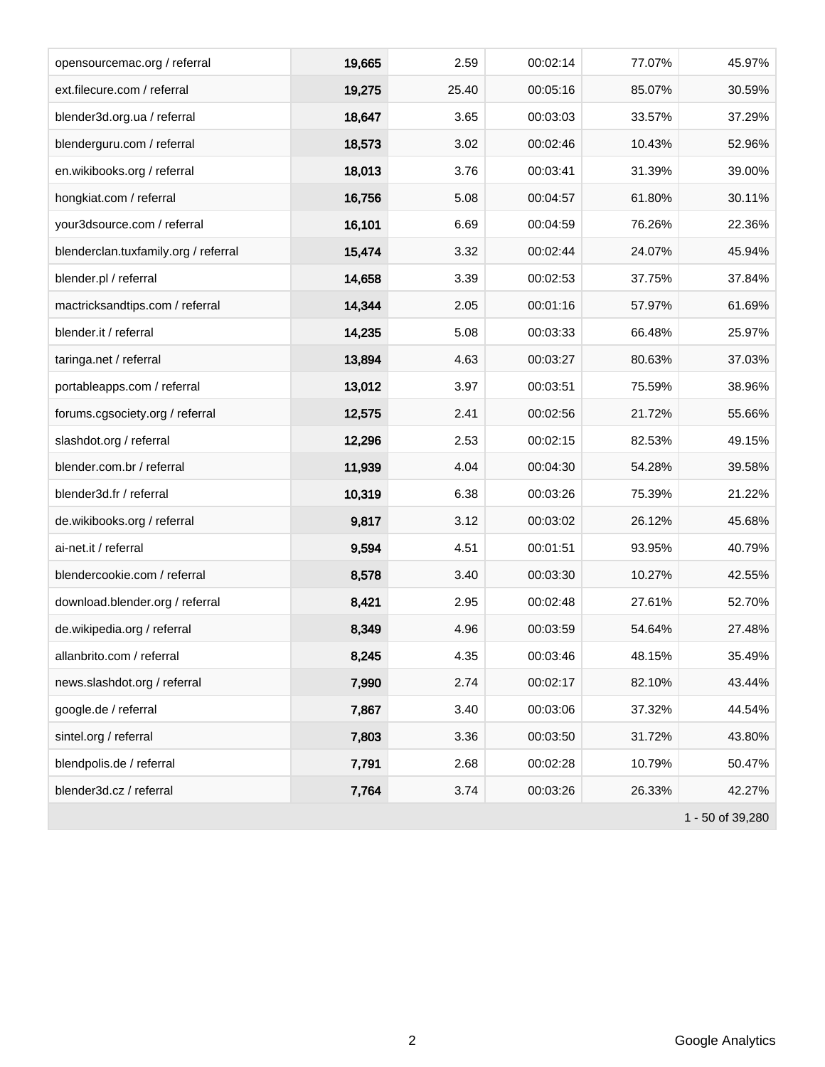| | | | | | |
|---|---|---|---|---|---|
| opensourcemac.org / referral | **19,665** | 2.59 | 00:02:14 | 77.07% | 45.97% |
| ext.filecure.com / referral | **19,275** | 25.40 | 00:05:16 | 85.07% | 30.59% |
| blender3d.org.ua / referral | **18,647** | 3.65 | 00:03:03 | 33.57% | 37.29% |
| blenderguru.com / referral | **18,573** | 3.02 | 00:02:46 | 10.43% | 52.96% |
| en.wikibooks.org / referral | **18,013** | 3.76 | 00:03:41 | 31.39% | 39.00% |
| hongkiat.com / referral | **16,756** | 5.08 | 00:04:57 | 61.80% | 30.11% |
| your3dsource.com / referral | **16,101** | 6.69 | 00:04:59 | 76.26% | 22.36% |
| blenderclan.tuxfamily.org / referral | **15,474** | 3.32 | 00:02:44 | 24.07% | 45.94% |
| blender.pl / referral | **14,658** | 3.39 | 00:02:53 | 37.75% | 37.84% |
| mactricksandtips.com / referral | **14,344** | 2.05 | 00:01:16 | 57.97% | 61.69% |
| blender.it / referral | **14,235** | 5.08 | 00:03:33 | 66.48% | 25.97% |
| taringa.net / referral | **13,894** | 4.63 | 00:03:27 | 80.63% | 37.03% |
| portableapps.com / referral | **13,012** | 3.97 | 00:03:51 | 75.59% | 38.96% |
| forums.cgsociety.org / referral | **12,575** | 2.41 | 00:02:56 | 21.72% | 55.66% |
| slashdot.org / referral | **12,296** | 2.53 | 00:02:15 | 82.53% | 49.15% |
| blender.com.br / referral | **11,939** | 4.04 | 00:04:30 | 54.28% | 39.58% |
| blender3d.fr / referral | **10,319** | 6.38 | 00:03:26 | 75.39% | 21.22% |
| de.wikibooks.org / referral | **9,817** | 3.12 | 00:03:02 | 26.12% | 45.68% |
| ai-net.it / referral | **9,594** | 4.51 | 00:01:51 | 93.95% | 40.79% |
| blendercookie.com / referral | **8,578** | 3.40 | 00:03:30 | 10.27% | 42.55% |
| download.blender.org / referral | **8,421** | 2.95 | 00:02:48 | 27.61% | 52.70% |
| de.wikipedia.org / referral | **8,349** | 4.96 | 00:03:59 | 54.64% | 27.48% |
| allanbrito.com / referral | **8,245** | 4.35 | 00:03:46 | 48.15% | 35.49% |
| news.slashdot.org / referral | **7,990** | 2.74 | 00:02:17 | 82.10% | 43.44% |
| google.de / referral | **7,867** | 3.40 | 00:03:06 | 37.32% | 44.54% |
| sintel.org / referral | **7,803** | 3.36 | 00:03:50 | 31.72% | 43.80% |
| blendpolis.de / referral | **7,791** | 2.68 | 00:02:28 | 10.79% | 50.47% |
| blender3d.cz / referral | **7,764** | 3.74 | 00:03:26 | 26.33% | 42.27% |

1 - 50 of 39,280